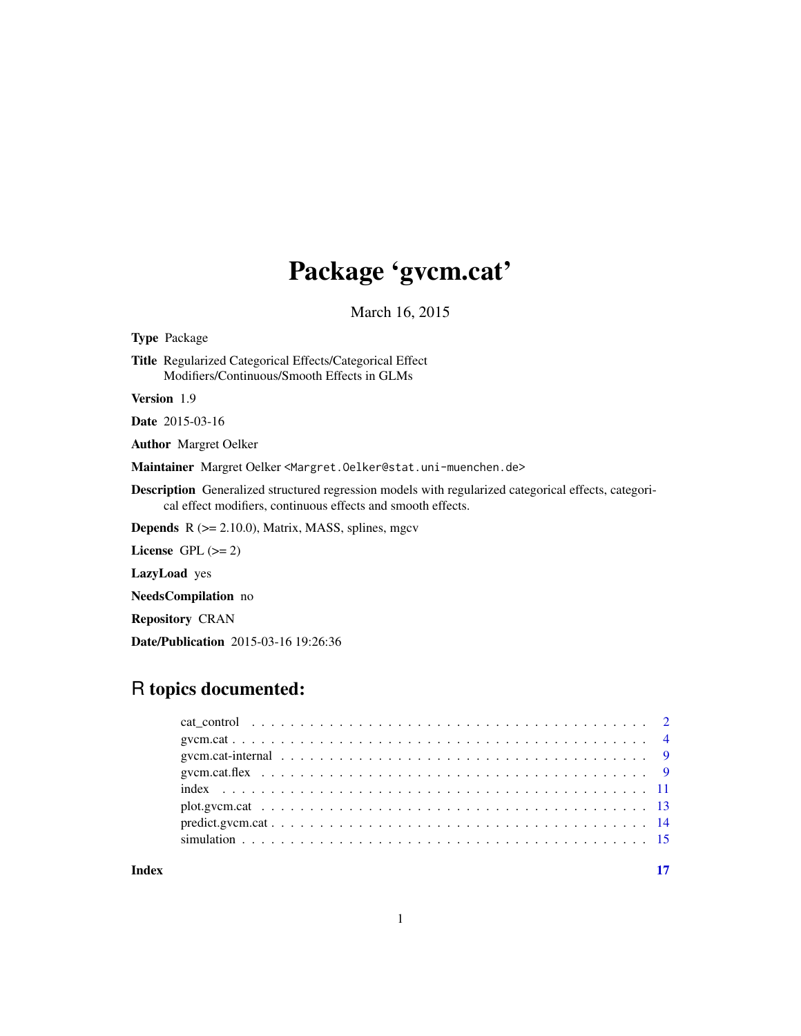# Package 'gvcm.cat'

March 16, 2015

**Type** Package

**Title** Regularized Categorical Effects/Categorical Effect Modifiers/Continuous/Smooth Effects in GLMs

**Version** 1.9

**Date** 2015-03-16

**Author** Margret Oelker

**Maintainer** Margret Oelker <Margret.Oelker@stat.uni-muenchen.de>

**Description** Generalized structured regression models with regularized categorical effects, categorical effect modifiers, continuous effects and smooth effects.

**Depends** R (>= 2.10.0), Matrix, MASS, splines, mgcv

**License** GPL (>= 2)

**LazyLoad** yes

**NeedsCompilation** no

**Repository** CRAN

**Date/Publication** 2015-03-16 19:26:36

## R topics documented:

| | |
|---|---|
| cat_control | 2 |
| gvcm.cat | 4 |
| gvcm.cat-internal | 9 |
| gvcm.cat.flex | 9 |
| index | 11 |
| plot.gvcm.cat | 13 |
| predict.gvcm.cat | 14 |
| simulation | 15 |
| **Index** | **17** |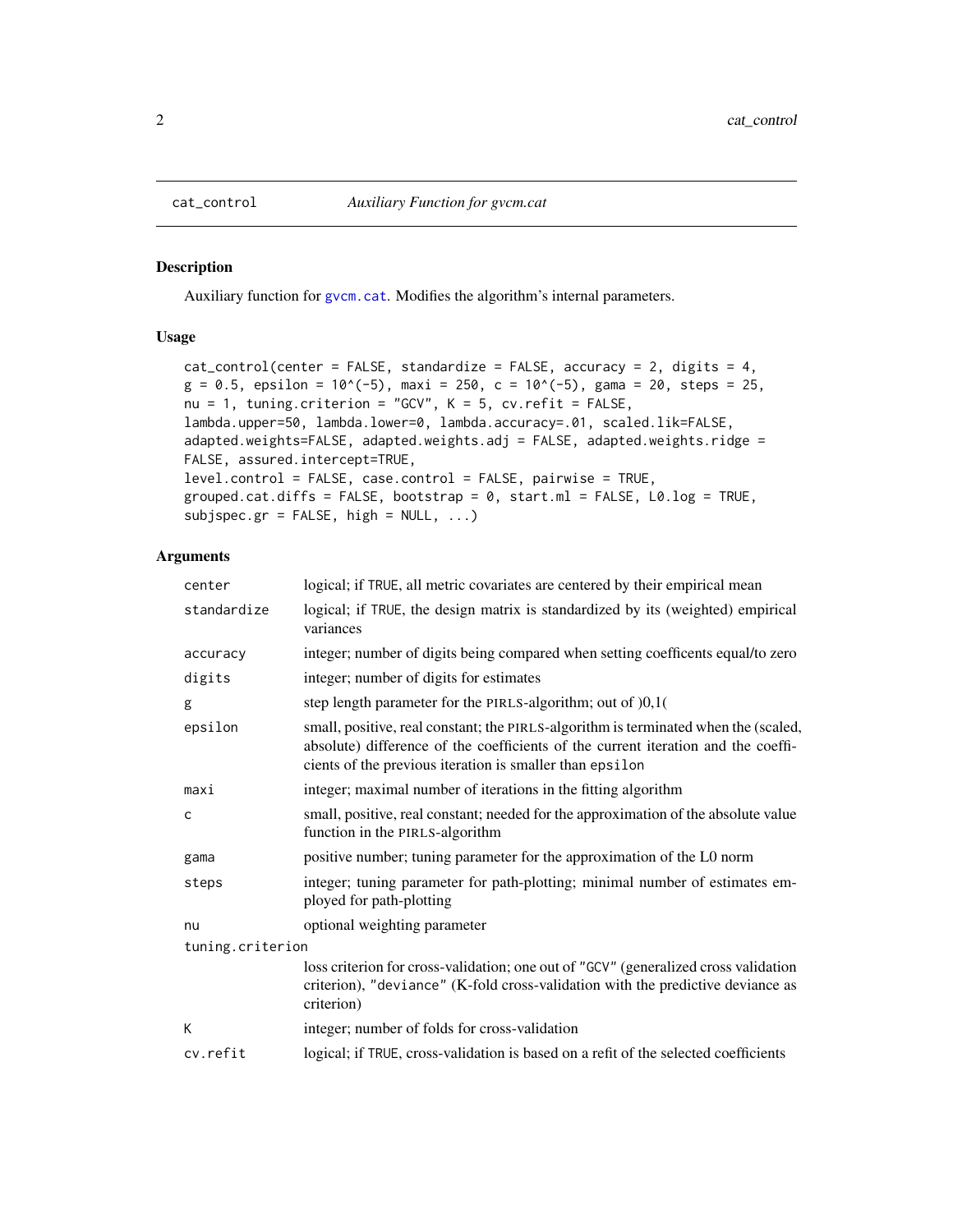## cat_control — *Auxiliary Function for gvcm.cat*

### Description

Auxiliary function for gvcm.cat. Modifies the algorithm's internal parameters.

### Usage

```
cat_control(center = FALSE, standardize = FALSE, accuracy = 2, digits = 4,
g = 0.5, epsilon = 10^(-5), maxi = 250, c = 10^(-5), gama = 20, steps = 25,
nu = 1, tuning.criterion = "GCV", K = 5, cv.refit = FALSE,
lambda.upper=50, lambda.lower=0, lambda.accuracy=.01, scaled.lik=FALSE,
adapted.weights=FALSE, adapted.weights.adj = FALSE, adapted.weights.ridge =
FALSE, assured.intercept=TRUE,
level.control = FALSE, case.control = FALSE, pairwise = TRUE,
grouped.cat.diffs = FALSE, bootstrap = 0, start.ml = FALSE, L0.log = TRUE,
subjspec.gr = FALSE, high = NULL, ...)
```

### Arguments

| Argument | Description |
|---|---|
| `center` | logical; if TRUE, all metric covariates are centered by their empirical mean |
| `standardize` | logical; if TRUE, the design matrix is standardized by its (weighted) empirical variances |
| `accuracy` | integer; number of digits being compared when setting coefficents equal/to zero |
| `digits` | integer; number of digits for estimates |
| `g` | step length parameter for the PIRLS-algorithm; out of )0,1( |
| `epsilon` | small, positive, real constant; the PIRLS-algorithm is terminated when the (scaled, absolute) difference of the coefficients of the current iteration and the coefficients of the previous iteration is smaller than `epsilon` |
| `maxi` | integer; maximal number of iterations in the fitting algorithm |
| `c` | small, positive, real constant; needed for the approximation of the absolute value function in the PIRLS-algorithm |
| `gama` | positive number; tuning parameter for the approximation of the L0 norm |
| `steps` | integer; tuning parameter for path-plotting; minimal number of estimates employed for path-plotting |
| `nu` | optional weighting parameter |
| `tuning.criterion` | loss criterion for cross-validation; one out of "GCV" (generalized cross validation criterion), "deviance" (K-fold cross-validation with the predictive deviance as criterion) |
| `K` | integer; number of folds for cross-validation |
| `cv.refit` | logical; if TRUE, cross-validation is based on a refit of the selected coefficients |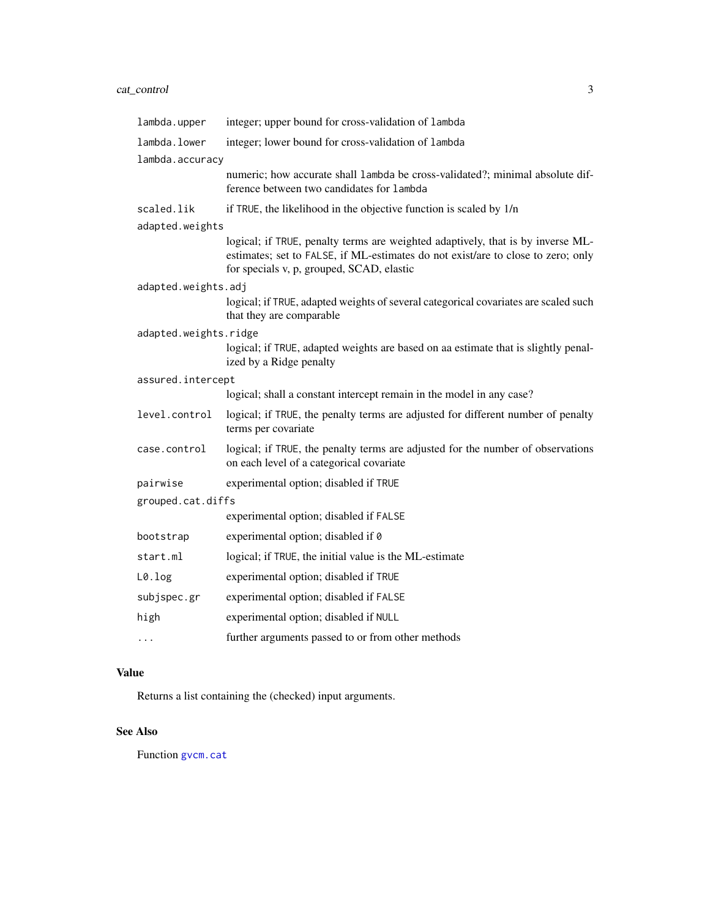| | |
|---|---|
| `lambda.upper` | integer; upper bound for cross-validation of `lambda` |
| `lambda.lower` | integer; lower bound for cross-validation of `lambda` |
| `lambda.accuracy` | numeric; how accurate shall `lambda` be cross-validated?; minimal absolute difference between two candidates for `lambda` |
| `scaled.lik` | if `TRUE`, the likelihood in the objective function is scaled by 1/n |
| `adapted.weights` | logical; if `TRUE`, penalty terms are weighted adaptively, that is by inverse ML-estimates; set to `FALSE`, if ML-estimates do not exist/are to close to zero; only for specials v, p, grouped, SCAD, elastic |
| `adapted.weights.adj` | logical; if `TRUE`, adapted weights of several categorical covariates are scaled such that they are comparable |
| `adapted.weights.ridge` | logical; if `TRUE`, adapted weights are based on aa estimate that is slightly penalized by a Ridge penalty |
| `assured.intercept` | logical; shall a constant intercept remain in the model in any case? |
| `level.control` | logical; if `TRUE`, the penalty terms are adjusted for different number of penalty terms per covariate |
| `case.control` | logical; if `TRUE`, the penalty terms are adjusted for the number of observations on each level of a categorical covariate |
| `pairwise` | experimental option; disabled if `TRUE` |
| `grouped.cat.diffs` | experimental option; disabled if `FALSE` |
| `bootstrap` | experimental option; disabled if `0` |
| `start.ml` | logical; if `TRUE`, the initial value is the ML-estimate |
| `L0.log` | experimental option; disabled if `TRUE` |
| `subjspec.gr` | experimental option; disabled if `FALSE` |
| `high` | experimental option; disabled if `NULL` |
| `...` | further arguments passed to or from other methods |

## Value

Returns a list containing the (checked) input arguments.

## See Also

Function `gvcm.cat`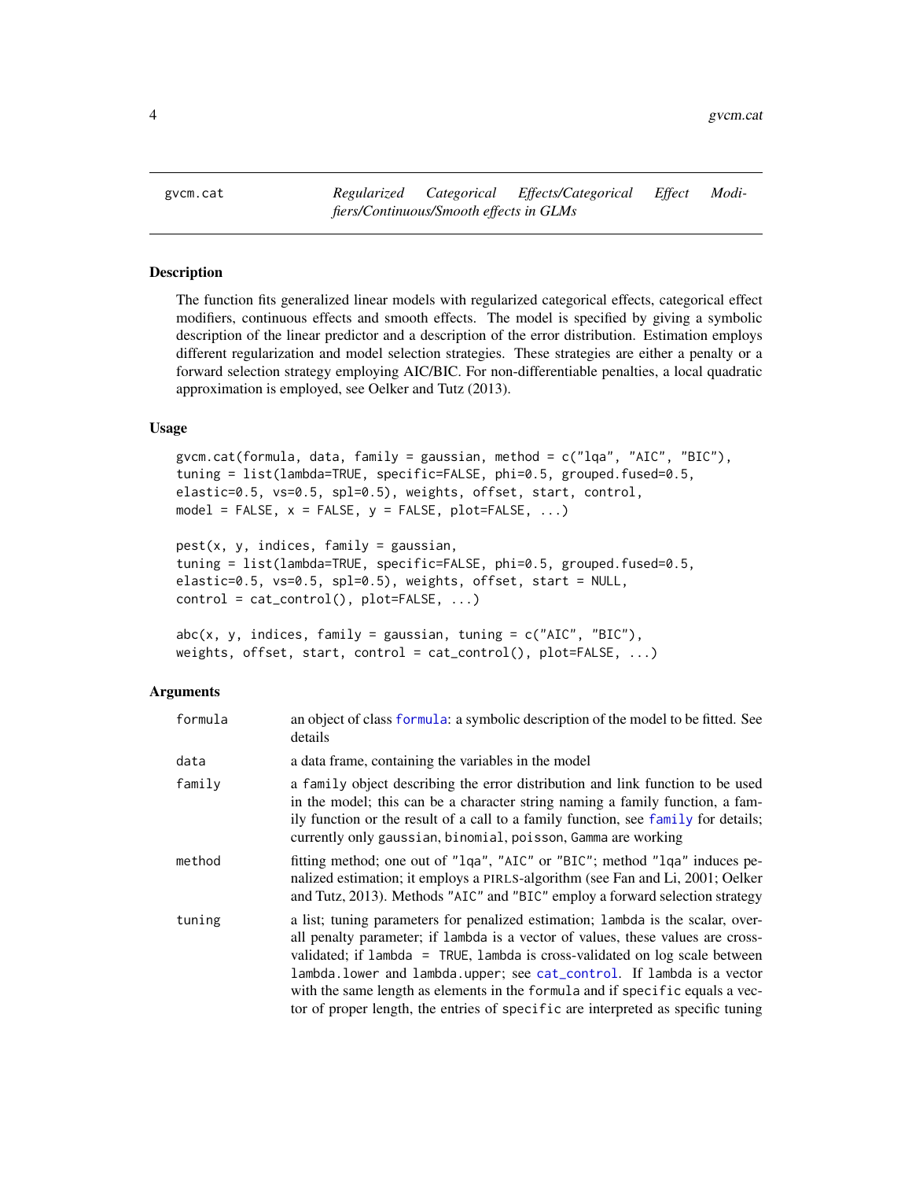gvcm.cat — *Regularized Categorical Effects/Categorical Effect Modifiers/Continuous/Smooth effects in GLMs*

## Description

The function fits generalized linear models with regularized categorical effects, categorical effect modifiers, continuous effects and smooth effects. The model is specified by giving a symbolic description of the linear predictor and a description of the error distribution. Estimation employs different regularization and model selection strategies. These strategies are either a penalty or a forward selection strategy employing AIC/BIC. For non-differentiable penalties, a local quadratic approximation is employed, see Oelker and Tutz (2013).

## Usage

```
gvcm.cat(formula, data, family = gaussian, method = c("lqa", "AIC", "BIC"),
tuning = list(lambda=TRUE, specific=FALSE, phi=0.5, grouped.fused=0.5,
elastic=0.5, vs=0.5, spl=0.5), weights, offset, start, control,
model = FALSE, x = FALSE, y = FALSE, plot=FALSE, ...)

pest(x, y, indices, family = gaussian,
tuning = list(lambda=TRUE, specific=FALSE, phi=0.5, grouped.fused=0.5,
elastic=0.5, vs=0.5, spl=0.5), weights, offset, start = NULL,
control = cat_control(), plot=FALSE, ...)

abc(x, y, indices, family = gaussian, tuning = c("AIC", "BIC"),
weights, offset, start, control = cat_control(), plot=FALSE, ...)
```

## Arguments

| | |
|---|---|
| `formula` | an object of class `formula`: a symbolic description of the model to be fitted. See details |
| `data` | a data frame, containing the variables in the model |
| `family` | a `family` object describing the error distribution and link function to be used in the model; this can be a character string naming a family function, a family function or the result of a call to a family function, see `family` for details; currently only `gaussian`, `binomial`, `poisson`, `Gamma` are working |
| `method` | fitting method; one out of `"lqa"`, `"AIC"` or `"BIC"`; method `"lqa"` induces penalized estimation; it employs a PIRLS-algorithm (see Fan and Li, 2001; Oelker and Tutz, 2013). Methods `"AIC"` and `"BIC"` employ a forward selection strategy |
| `tuning` | a list; tuning parameters for penalized estimation; `lambda` is the scalar, overall penalty parameter; if `lambda` is a vector of values, these values are cross-validated; if `lambda = TRUE`, `lambda` is cross-validated on log scale between `lambda.lower` and `lambda.upper`; see `cat_control`. If `lambda` is a vector with the same length as elements in the `formula` and if `specific` equals a vector of proper length, the entries of `specific` are interpreted as specific tuning |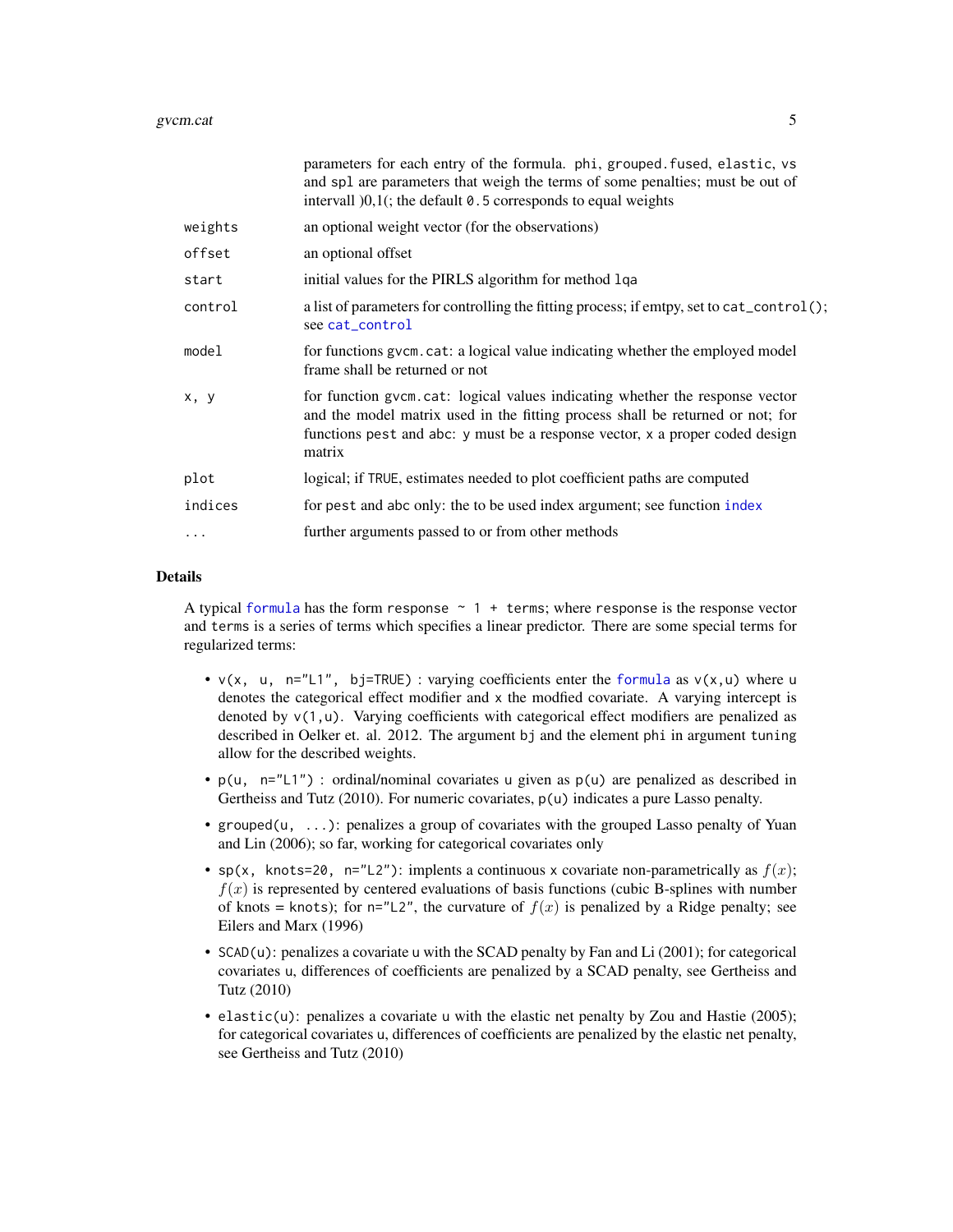| | |
|---|---|
| | parameters for each entry of the formula. `phi`, `grouped.fused`, `elastic`, `vs` and `spl` are parameters that weigh the terms of some penalties; must be out of intervall )0,1(; the default `0.5` corresponds to equal weights |
| `weights` | an optional weight vector (for the observations) |
| `offset` | an optional offset |
| `start` | initial values for the PIRLS algorithm for method `lqa` |
| `control` | a list of parameters for controlling the fitting process; if emtpy, set to `cat_control()`; see `cat_control` |
| `model` | for functions `gvcm.cat`: a logical value indicating whether the employed model frame shall be returned or not |
| `x, y` | for function `gvcm.cat`: logical values indicating whether the response vector and the model matrix used in the fitting process shall be returned or not; for functions `pest` and `abc`: `y` must be a response vector, `x` a proper coded design matrix |
| `plot` | logical; if `TRUE`, estimates needed to plot coefficient paths are computed |
| `indices` | for `pest` and `abc` only: the to be used index argument; see function `index` |
| `...` | further arguments passed to or from other methods |

## Details

A typical `formula` has the form `response ~ 1 + terms`; where `response` is the response vector and `terms` is a series of terms which specifies a linear predictor. There are some special terms for regularized terms:

- `v(x, u, n="L1", bj=TRUE)` : varying coefficients enter the `formula` as `v(x,u)` where `u` denotes the categorical effect modifier and `x` the modfied covariate. A varying intercept is denoted by `v(1,u)`. Varying coefficients with categorical effect modifiers are penalized as described in Oelker et. al. 2012. The argument `bj` and the element `phi` in argument `tuning` allow for the described weights.
- `p(u, n="L1")` : ordinal/nominal covariates `u` given as `p(u)` are penalized as described in Gertheiss and Tutz (2010). For numeric covariates, `p(u)` indicates a pure Lasso penalty.
- `grouped(u, ...)`: penalizes a group of covariates with the grouped Lasso penalty of Yuan and Lin (2006); so far, working for categorical covariates only
- `sp(x, knots=20, n="L2")`: implents a continuous `x` covariate non-parametrically as $f(x)$; $f(x)$ is represented by centered evaluations of basis functions (cubic B-splines with number of knots = `knots`); for `n="L2"`, the curvature of $f(x)$ is penalized by a Ridge penalty; see Eilers and Marx (1996)
- `SCAD(u)`: penalizes a covariate `u` with the SCAD penalty by Fan and Li (2001); for categorical covariates `u`, differences of coefficients are penalized by a SCAD penalty, see Gertheiss and Tutz (2010)
- `elastic(u)`: penalizes a covariate `u` with the elastic net penalty by Zou and Hastie (2005); for categorical covariates `u`, differences of coefficients are penalized by the elastic net penalty, see Gertheiss and Tutz (2010)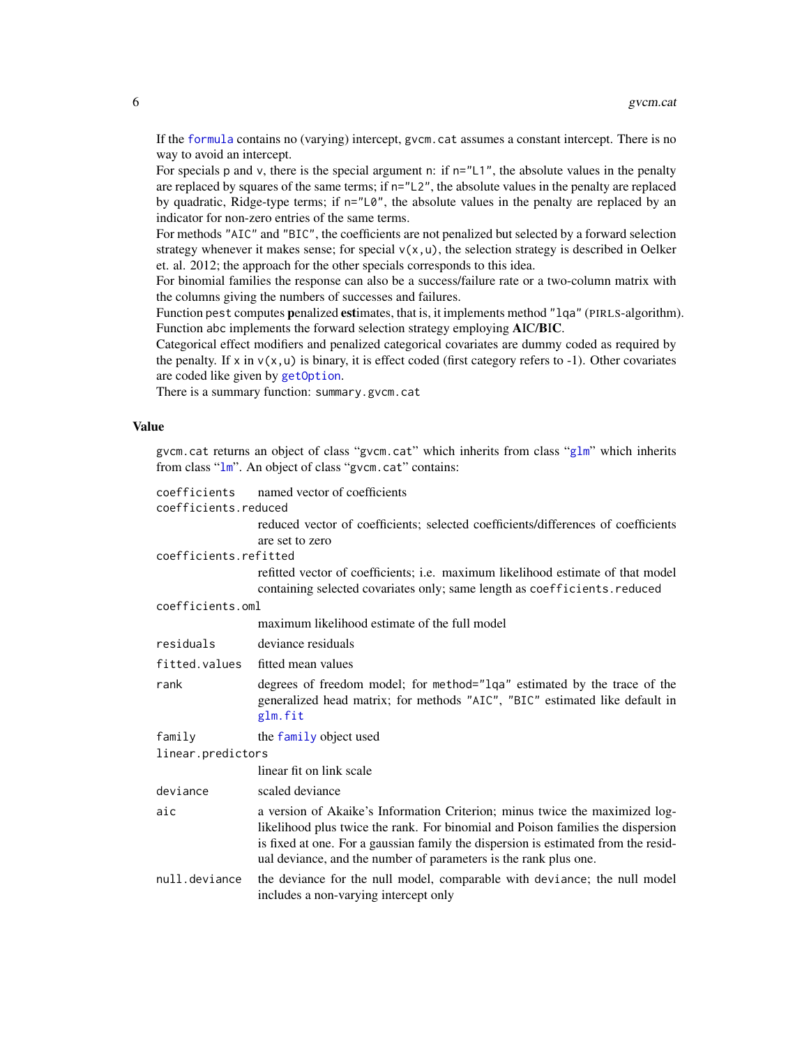If the `formula` contains no (varying) intercept, `gvcm.cat` assumes a constant intercept. There is no way to avoid an intercept.
For specials `p` and `v`, there is the special argument `n`: if `n="L1"`, the absolute values in the penalty are replaced by squares of the same terms; if `n="L2"`, the absolute values in the penalty are replaced by quadratic, Ridge-type terms; if `n="L0"`, the absolute values in the penalty are replaced by an indicator for non-zero entries of the same terms.
For methods `"AIC"` and `"BIC"`, the coefficients are not penalized but selected by a forward selection strategy whenever it makes sense; for special `v(x,u)`, the selection strategy is described in Oelker et. al. 2012; the approach for the other specials corresponds to this idea.
For binomial families the response can also be a success/failure rate or a two-column matrix with the columns giving the numbers of successes and failures.
Function `pest` computes **p**enalized **est**imates, that is, it implements method `"lqa"` (PIRLS-algorithm).
Function `abc` implements the forward selection strategy employing **A**I**C**/**B**I**C**.
Categorical effect modifiers and penalized categorical covariates are dummy coded as required by the penalty. If `x` in `v(x,u)` is binary, it is effect coded (first category refers to -1). Other covariates are coded like given by `getOption`.
There is a summary function: `summary.gvcm.cat`

## Value

`gvcm.cat` returns an object of class "`gvcm.cat`" which inherits from class "`glm`" which inherits from class "`lm`". An object of class "`gvcm.cat`" contains:

`coefficients`
: named vector of coefficients

`coefficients.reduced`
: reduced vector of coefficients; selected coefficients/differences of coefficients are set to zero

`coefficients.refitted`
: refitted vector of coefficients; i.e. maximum likelihood estimate of that model containing selected covariates only; same length as `coefficients.reduced`

`coefficients.oml`
: maximum likelihood estimate of the full model

`residuals`
: deviance residuals

`fitted.values`
: fitted mean values

`rank`
: degrees of freedom model; for `method="lqa"` estimated by the trace of the generalized head matrix; for methods `"AIC"`, `"BIC"` estimated like default in `glm.fit`

`family`
: the `family` object used

`linear.predictors`
: linear fit on link scale

`deviance`
: scaled deviance

`aic`
: a version of Akaike's Information Criterion; minus twice the maximized log-likelihood plus twice the rank. For binomial and Poison families the dispersion is fixed at one. For a gaussian family the dispersion is estimated from the residual deviance, and the number of parameters is the rank plus one.

`null.deviance`
: the deviance for the null model, comparable with `deviance`; the null model includes a non-varying intercept only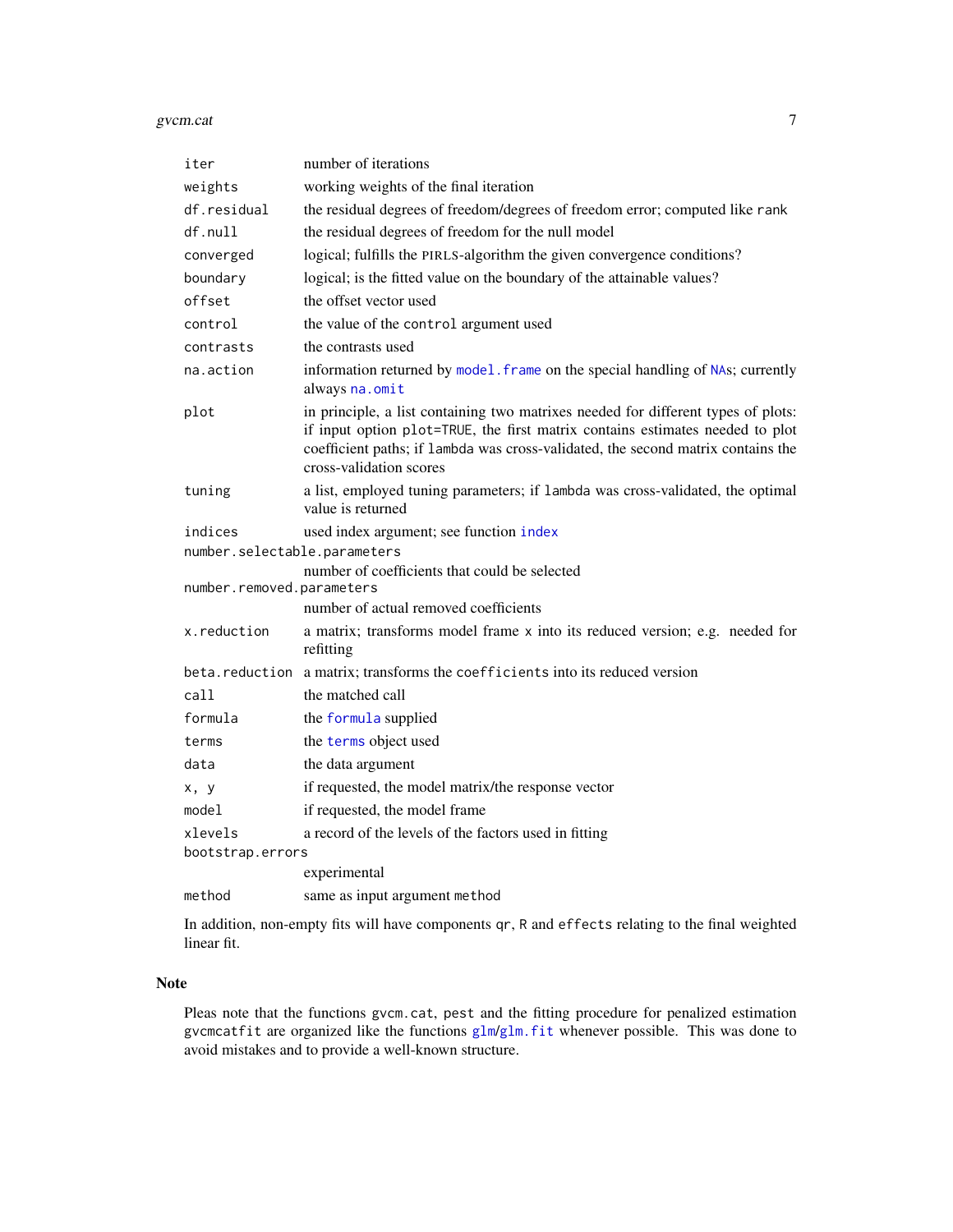| | |
|---|---|
| `iter` | number of iterations |
| `weights` | working weights of the final iteration |
| `df.residual` | the residual degrees of freedom/degrees of freedom error; computed like `rank` |
| `df.null` | the residual degrees of freedom for the null model |
| `converged` | logical; fulfills the PIRLS-algorithm the given convergence conditions? |
| `boundary` | logical; is the fitted value on the boundary of the attainable values? |
| `offset` | the offset vector used |
| `control` | the value of the `control` argument used |
| `contrasts` | the contrasts used |
| `na.action` | information returned by `model.frame` on the special handling of `NA`s; currently always `na.omit` |
| `plot` | in principle, a list containing two matrixes needed for different types of plots: if input option `plot=TRUE`, the first matrix contains estimates needed to plot coefficient paths; if `lambda` was cross-validated, the second matrix contains the cross-validation scores |
| `tuning` | a list, employed tuning parameters; if `lambda` was cross-validated, the optimal value is returned |
| `indices` | used index argument; see function `index` |
| `number.selectable.parameters` | number of coefficients that could be selected |
| `number.removed.parameters` | number of actual removed coefficients |
| `x.reduction` | a matrix; transforms model frame `x` into its reduced version; e.g. needed for refitting |
| `beta.reduction` | a matrix; transforms the `coefficients` into its reduced version |
| `call` | the matched call |
| `formula` | the `formula` supplied |
| `terms` | the `terms` object used |
| `data` | the data argument |
| `x, y` | if requested, the model matrix/the response vector |
| `model` | if requested, the model frame |
| `xlevels` | a record of the levels of the factors used in fitting |
| `bootstrap.errors` | experimental |
| `method` | same as input argument `method` |

In addition, non-empty fits will have components `qr`, `R` and `effects` relating to the final weighted linear fit.

## Note

Pleas note that the functions `gvcm.cat`, `pest` and the fitting procedure for penalized estimation `gvcmcatfit` are organized like the functions `glm`/`glm.fit` whenever possible. This was done to avoid mistakes and to provide a well-known structure.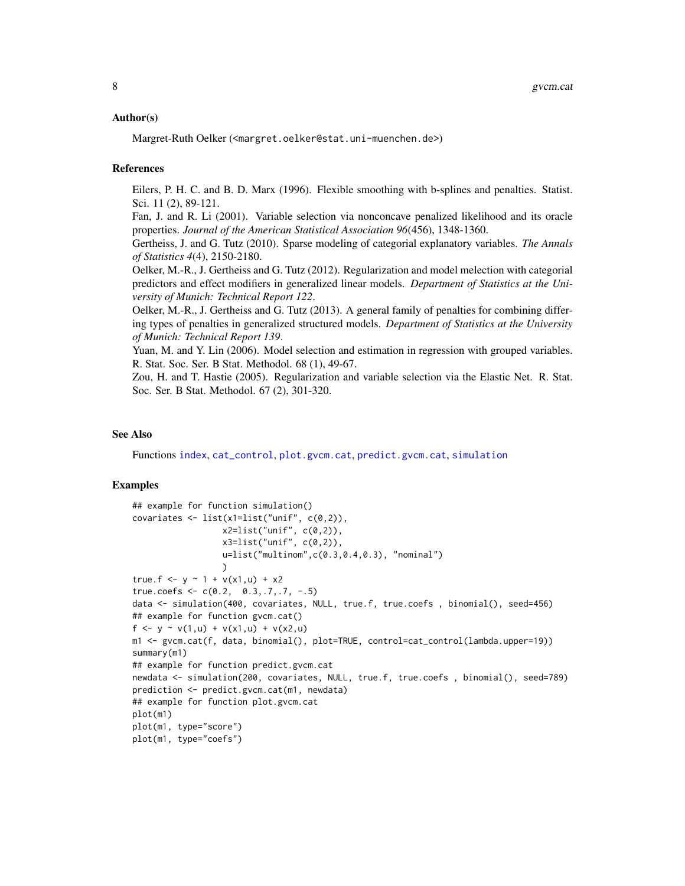### Author(s)

Margret-Ruth Oelker (<margret.oelker@stat.uni-muenchen.de>)

### References

Eilers, P. H. C. and B. D. Marx (1996). Flexible smoothing with b-splines and penalties. Statist. Sci. 11 (2), 89-121.

Fan, J. and R. Li (2001). Variable selection via nonconcave penalized likelihood and its oracle properties. *Journal of the American Statistical Association 96*(456), 1348-1360.

Gertheiss, J. and G. Tutz (2010). Sparse modeling of categorial explanatory variables. *The Annals of Statistics 4*(4), 2150-2180.

Oelker, M.-R., J. Gertheiss and G. Tutz (2012). Regularization and model melection with categorial predictors and effect modifiers in generalized linear models. *Department of Statistics at the University of Munich: Technical Report 122*.

Oelker, M.-R., J. Gertheiss and G. Tutz (2013). A general family of penalties for combining differing types of penalties in generalized structured models. *Department of Statistics at the University of Munich: Technical Report 139*.

Yuan, M. and Y. Lin (2006). Model selection and estimation in regression with grouped variables. R. Stat. Soc. Ser. B Stat. Methodol. 68 (1), 49-67.

Zou, H. and T. Hastie (2005). Regularization and variable selection via the Elastic Net. R. Stat. Soc. Ser. B Stat. Methodol. 67 (2), 301-320.

### See Also

Functions index, cat_control, plot.gvcm.cat, predict.gvcm.cat, simulation

### Examples

```
## example for function simulation()
covariates <- list(x1=list("unif", c(0,2)),
                   x2=list("unif", c(0,2)),
                   x3=list("unif", c(0,2)),
                   u=list("multinom",c(0.3,0.4,0.3), "nominal")
                   )
true.f <- y ~ 1 + v(x1,u) + x2
true.coefs <- c(0.2,  0.3,.7,.7, -.5)
data <- simulation(400, covariates, NULL, true.f, true.coefs , binomial(), seed=456)
## example for function gvcm.cat()
f <- y ~ v(1,u) + v(x1,u) + v(x2,u)
m1 <- gvcm.cat(f, data, binomial(), plot=TRUE, control=cat_control(lambda.upper=19))
summary(m1)
## example for function predict.gvcm.cat
newdata <- simulation(200, covariates, NULL, true.f, true.coefs , binomial(), seed=789)
prediction <- predict.gvcm.cat(m1, newdata)
## example for function plot.gvcm.cat
plot(m1)
plot(m1, type="score")
plot(m1, type="coefs")
```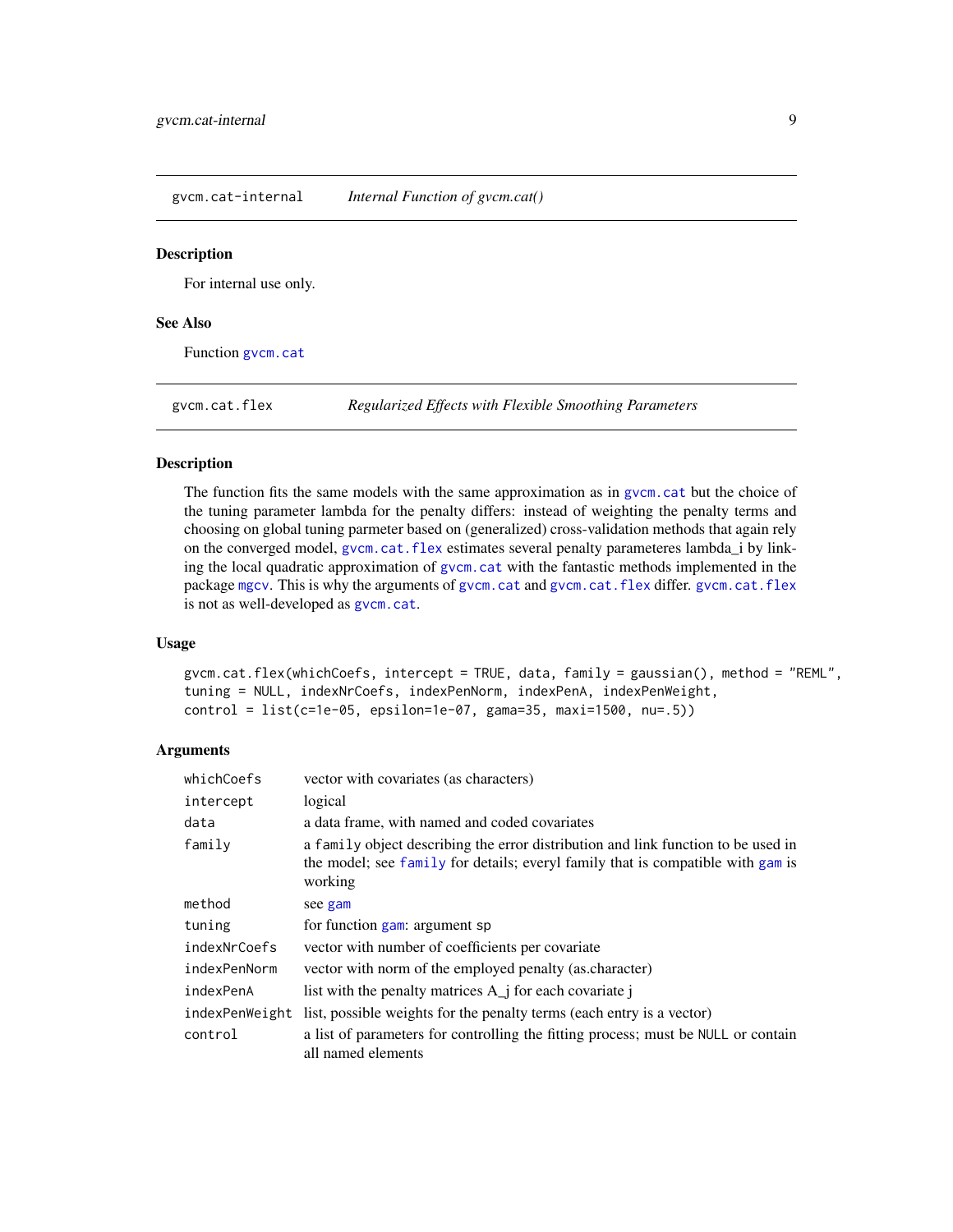## gvcm.cat-internal — *Internal Function of gvcm.cat()*

### Description

For internal use only.

### See Also

Function gvcm.cat

## gvcm.cat.flex — *Regularized Effects with Flexible Smoothing Parameters*

### Description

The function fits the same models with the same approximation as in gvcm.cat but the choice of the tuning parameter lambda for the penalty differs: instead of weighting the penalty terms and choosing on global tuning parmeter based on (generalized) cross-validation methods that again rely on the converged model, gvcm.cat.flex estimates several penalty parameteres lambda_i by linking the local quadratic approximation of gvcm.cat with the fantastic methods implemented in the package mgcv. This is why the arguments of gvcm.cat and gvcm.cat.flex differ. gvcm.cat.flex is not as well-developed as gvcm.cat.

### Usage

```
gvcm.cat.flex(whichCoefs, intercept = TRUE, data, family = gaussian(), method = "REML",
tuning = NULL, indexNrCoefs, indexPenNorm, indexPenA, indexPenWeight,
control = list(c=1e-05, epsilon=1e-07, gama=35, maxi=1500, nu=.5))
```

### Arguments

| | |
|---|---|
| `whichCoefs` | vector with covariates (as characters) |
| `intercept` | logical |
| `data` | a data frame, with named and coded covariates |
| `family` | a `family` object describing the error distribution and link function to be used in the model; see family for details; everyl family that is compatible with gam is working |
| `method` | see gam |
| `tuning` | for function gam: argument sp |
| `indexNrCoefs` | vector with number of coefficients per covariate |
| `indexPenNorm` | vector with norm of the employed penalty (as.character) |
| `indexPenA` | list with the penalty matrices A_j for each covariate j |
| `indexPenWeight` | list, possible weights for the penalty terms (each entry is a vector) |
| `control` | a list of parameters for controlling the fitting process; must be `NULL` or contain all named elements |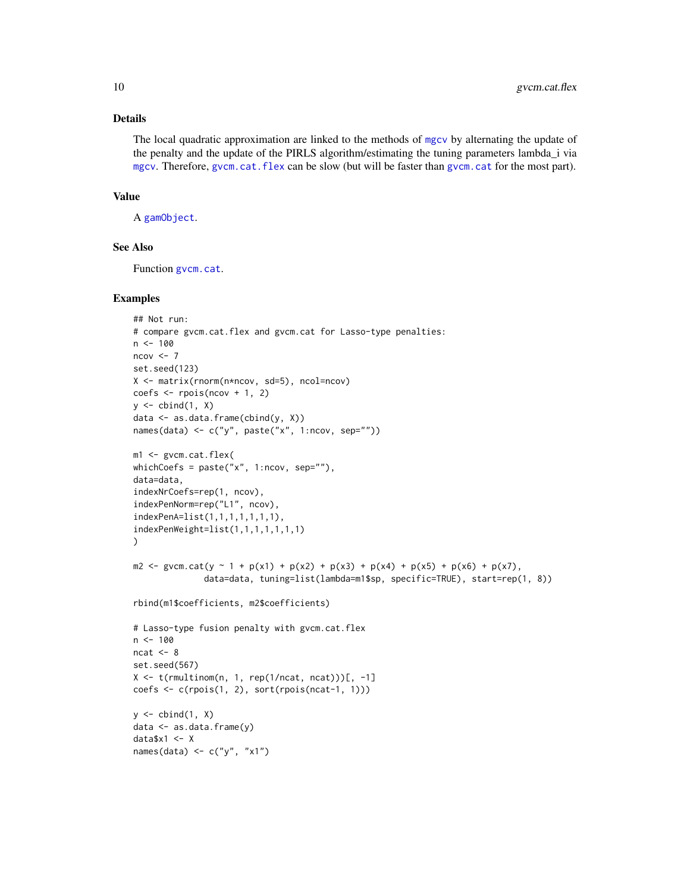### Details

The local quadratic approximation are linked to the methods of mgcv by alternating the update of the penalty and the update of the PIRLS algorithm/estimating the tuning parameters lambda_i via mgcv. Therefore, gvcm.cat.flex can be slow (but will be faster than gvcm.cat for the most part).

### Value

A gamObject.

### See Also

Function gvcm.cat.

### Examples

```
## Not run:
# compare gvcm.cat.flex and gvcm.cat for Lasso-type penalties:
n <- 100
ncov <- 7
set.seed(123)
X <- matrix(rnorm(n*ncov, sd=5), ncol=ncov)
coefs <- rpois(ncov + 1, 2)
y <- cbind(1, X)
data <- as.data.frame(cbind(y, X))
names(data) <- c("y", paste("x", 1:ncov, sep=""))

m1 <- gvcm.cat.flex(
whichCoefs = paste("x", 1:ncov, sep=""),
data=data,
indexNrCoefs=rep(1, ncov),
indexPenNorm=rep("L1", ncov),
indexPenA=list(1,1,1,1,1,1,1),
indexPenWeight=list(1,1,1,1,1,1,1)
)

m2 <- gvcm.cat(y ~ 1 + p(x1) + p(x2) + p(x3) + p(x4) + p(x5) + p(x6) + p(x7),
              data=data, tuning=list(lambda=m1$sp, specific=TRUE), start=rep(1, 8))

rbind(m1$coefficients, m2$coefficients)

# Lasso-type fusion penalty with gvcm.cat.flex
n <- 100
ncat <- 8
set.seed(567)
X <- t(rmultinom(n, 1, rep(1/ncat, ncat)))[, -1]
coefs <- c(rpois(1, 2), sort(rpois(ncat-1, 1)))

y <- cbind(1, X)
data <- as.data.frame(y)
data$x1 <- X
names(data) <- c("y", "x1")
```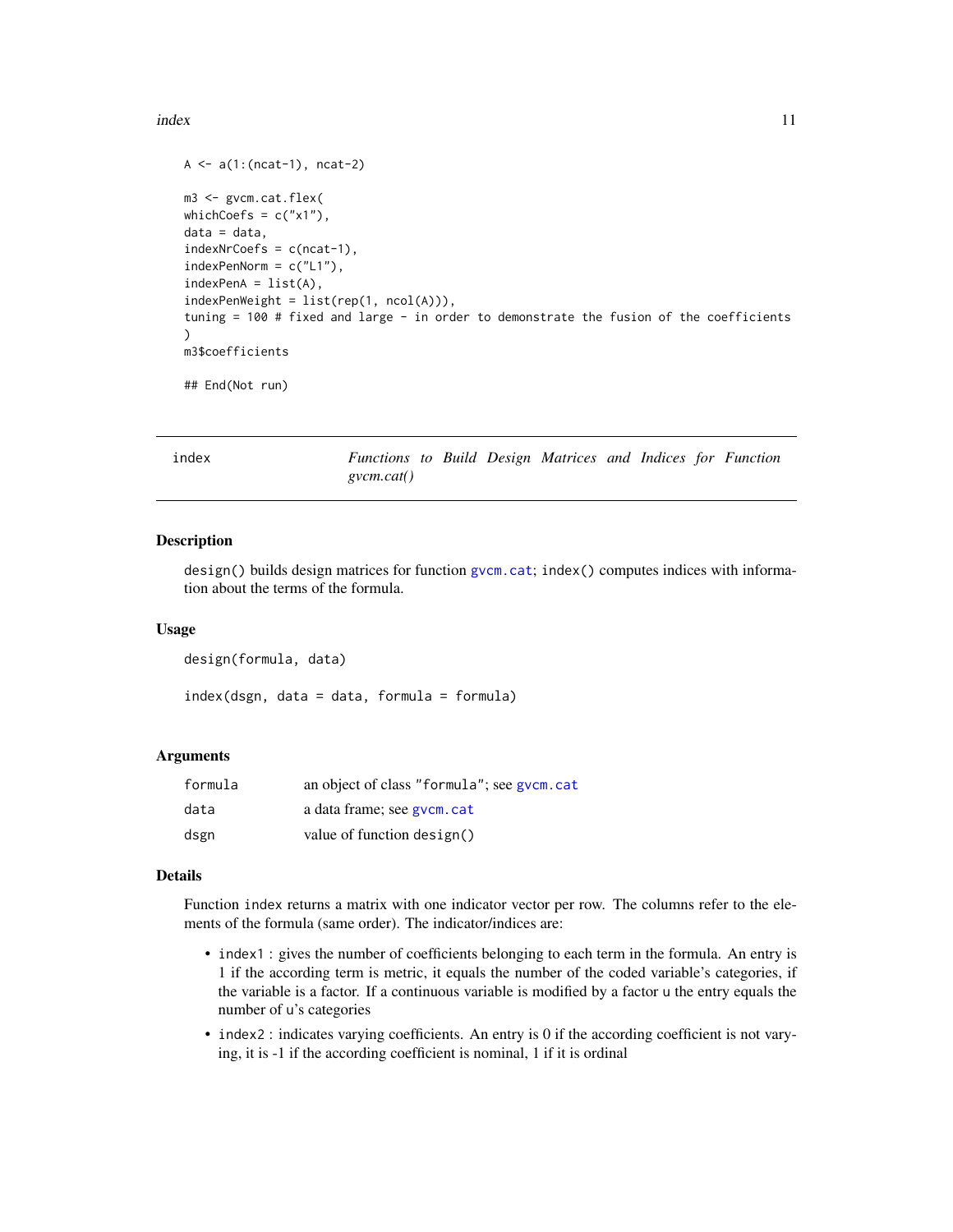```
A <- a(1:(ncat-1), ncat-2)

m3 <- gvcm.cat.flex(
whichCoefs = c("x1"),
data = data,
indexNrCoefs = c(ncat-1),
indexPenNorm = c("L1"),
indexPenA = list(A),
indexPenWeight = list(rep(1, ncol(A))),
tuning = 100 # fixed and large - in order to demonstrate the fusion of the coefficients
)
m3$coefficients

## End(Not run)
```

---

## index — *Functions to Build Design Matrices and Indices for Function gvcm.cat()*

---

### Description

design() builds design matrices for function gvcm.cat; index() computes indices with information about the terms of the formula.

### Usage

```
design(formula, data)

index(dsgn, data = data, formula = formula)
```

### Arguments

| | |
|---|---|
| formula | an object of class "formula"; see gvcm.cat |
| data | a data frame; see gvcm.cat |
| dsgn | value of function design() |

### Details

Function index returns a matrix with one indicator vector per row. The columns refer to the elements of the formula (same order). The indicator/indices are:

- index1 : gives the number of coefficients belonging to each term in the formula. An entry is 1 if the according term is metric, it equals the number of the coded variable's categories, if the variable is a factor. If a continuous variable is modified by a factor u the entry equals the number of u's categories
- index2 : indicates varying coefficients. An entry is 0 if the according coefficient is not varying, it is -1 if the according coefficient is nominal, 1 if it is ordinal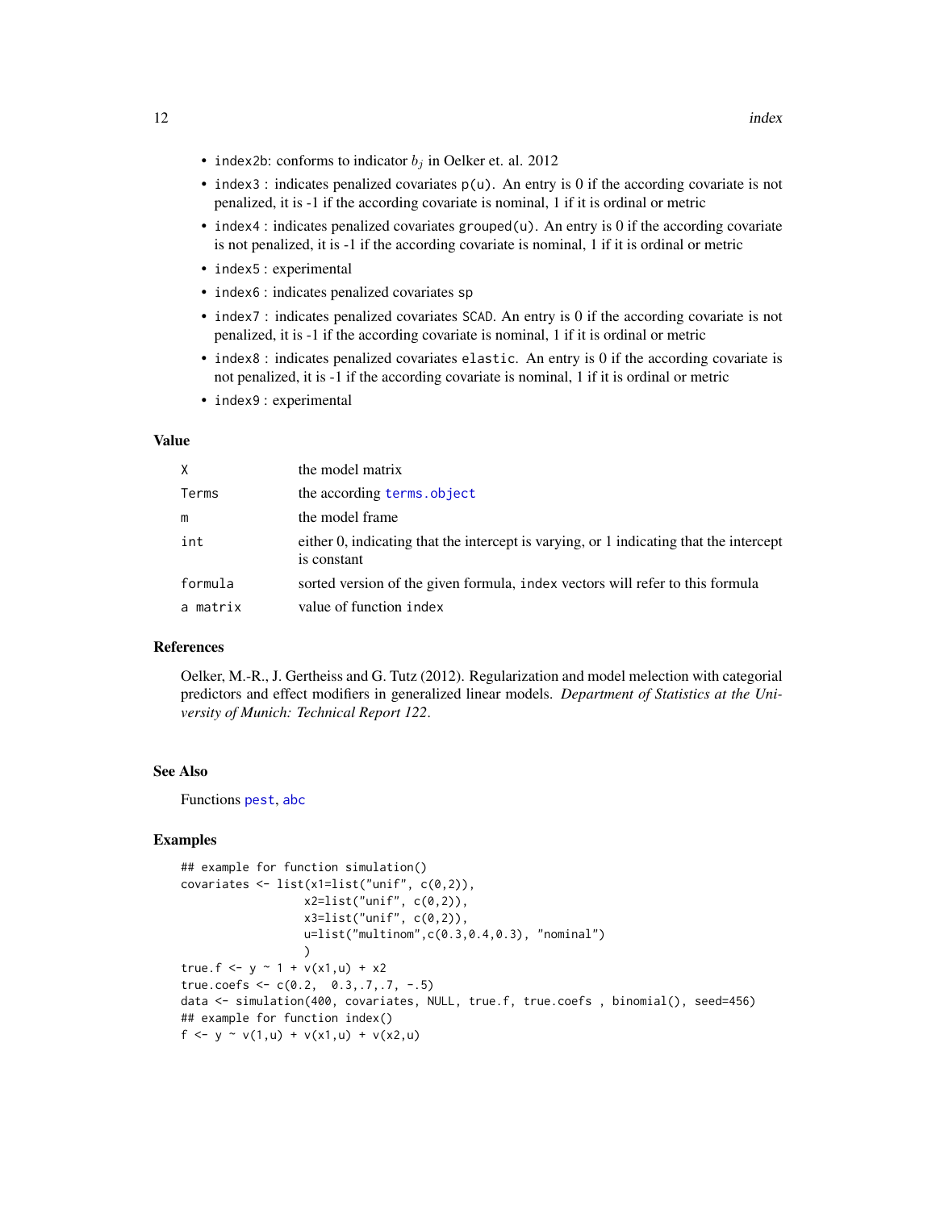- `index2b`: conforms to indicator $b_j$ in Oelker et. al. 2012
- `index3` : indicates penalized covariates `p(u)`. An entry is 0 if the according covariate is not penalized, it is -1 if the according covariate is nominal, 1 if it is ordinal or metric
- `index4` : indicates penalized covariates `grouped(u)`. An entry is 0 if the according covariate is not penalized, it is -1 if the according covariate is nominal, 1 if it is ordinal or metric
- `index5` : experimental
- `index6` : indicates penalized covariates `sp`
- `index7` : indicates penalized covariates `SCAD`. An entry is 0 if the according covariate is not penalized, it is -1 if the according covariate is nominal, 1 if it is ordinal or metric
- `index8` : indicates penalized covariates `elastic`. An entry is 0 if the according covariate is not penalized, it is -1 if the according covariate is nominal, 1 if it is ordinal or metric
- `index9` : experimental

### Value

| | |
|---|---|
| `X` | the model matrix |
| `Terms` | the according `terms.object` |
| `m` | the model frame |
| `int` | either 0, indicating that the intercept is varying, or 1 indicating that the intercept is constant |
| `formula` | sorted version of the given formula, `index` vectors will refer to this formula |
| `a matrix` | value of function `index` |

### References

Oelker, M.-R., J. Gertheiss and G. Tutz (2012). Regularization and model melection with categorial predictors and effect modifiers in generalized linear models. *Department of Statistics at the University of Munich: Technical Report 122*.

### See Also

Functions `pest`, `abc`

### Examples

```
## example for function simulation()
covariates <- list(x1=list("unif", c(0,2)),
                   x2=list("unif", c(0,2)),
                   x3=list("unif", c(0,2)),
                   u=list("multinom",c(0.3,0.4,0.3), "nominal")
                   )
true.f <- y ~ 1 + v(x1,u) + x2
true.coefs <- c(0.2,  0.3,.7,.7, -.5)
data <- simulation(400, covariates, NULL, true.f, true.coefs , binomial(), seed=456)
## example for function index()
f <- y ~ v(1,u) + v(x1,u) + v(x2,u)
```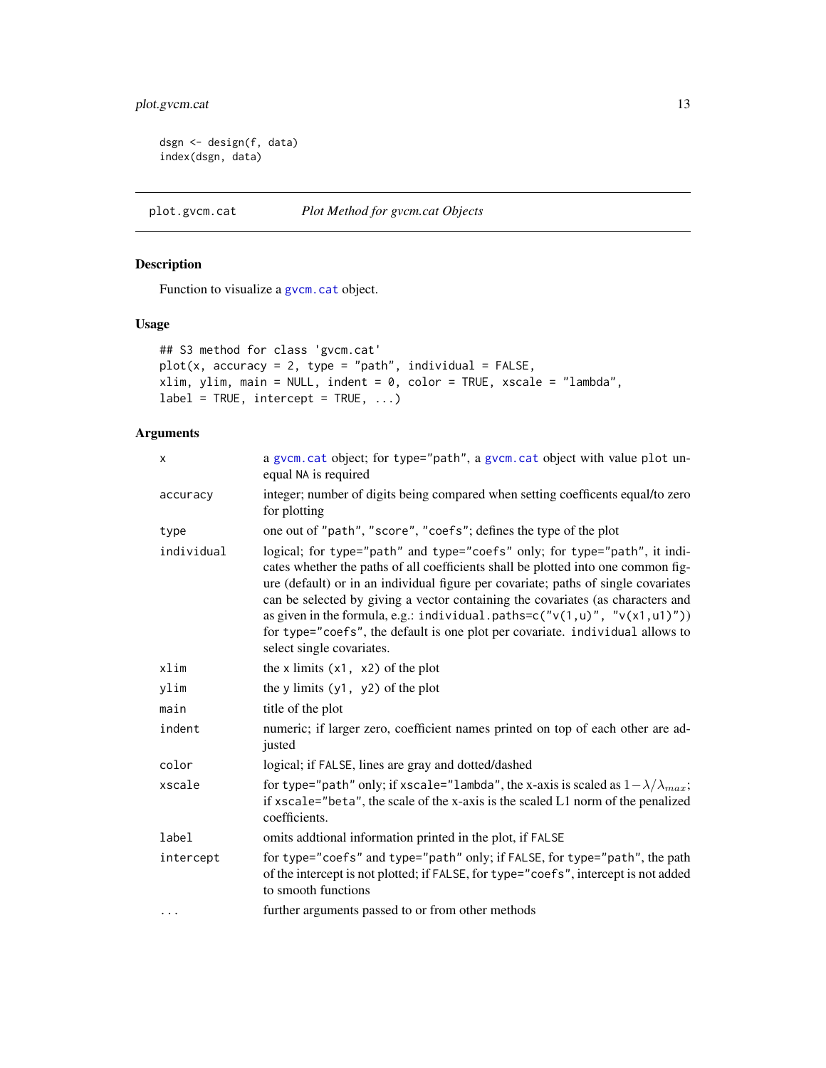```
dsgn <- design(f, data)
index(dsgn, data)
```

## plot.gvcm.cat — *Plot Method for gvcm.cat Objects*

### Description

Function to visualize a `gvcm.cat` object.

### Usage

```
## S3 method for class 'gvcm.cat'
plot(x, accuracy = 2, type = "path", individual = FALSE,
xlim, ylim, main = NULL, indent = 0, color = TRUE, xscale = "lambda",
label = TRUE, intercept = TRUE, ...)
```

### Arguments

| | |
|---|---|
| `x` | a `gvcm.cat` object; for `type="path"`, a `gvcm.cat` object with value `plot` unequal `NA` is required |
| `accuracy` | integer; number of digits being compared when setting coefficents equal/to zero for plotting |
| `type` | one out of `"path"`, `"score"`, `"coefs"`; defines the type of the plot |
| `individual` | logical; for `type="path"` and `type="coefs"` only; for `type="path"`, it indicates whether the paths of all coefficients shall be plotted into one common figure (default) or in an individual figure per covariate; paths of single covariates can be selected by giving a vector containing the covariates (as characters and as given in the formula, e.g.: `individual.paths=c("v(1,u)", "v(x1,u1)")`) for `type="coefs"`, the default is one plot per covariate. `individual` allows to select single covariates. |
| `xlim` | the x limits `(x1, x2)` of the plot |
| `ylim` | the y limits `(y1, y2)` of the plot |
| `main` | title of the plot |
| `indent` | numeric; if larger zero, coefficient names printed on top of each other are adjusted |
| `color` | logical; if `FALSE`, lines are gray and dotted/dashed |
| `xscale` | for `type="path"` only; if `xscale="lambda"`, the x-axis is scaled as $1-\lambda/\lambda_{max}$; if `xscale="beta"`, the scale of the x-axis is the scaled L1 norm of the penalized coefficients. |
| `label` | omits addtional information printed in the plot, if `FALSE` |
| `intercept` | for `type="coefs"` and `type="path"` only; if `FALSE`, for `type="path"`, the path of the intercept is not plotted; if `FALSE`, for `type="coefs"`, intercept is not added to smooth functions |
| `...` | further arguments passed to or from other methods |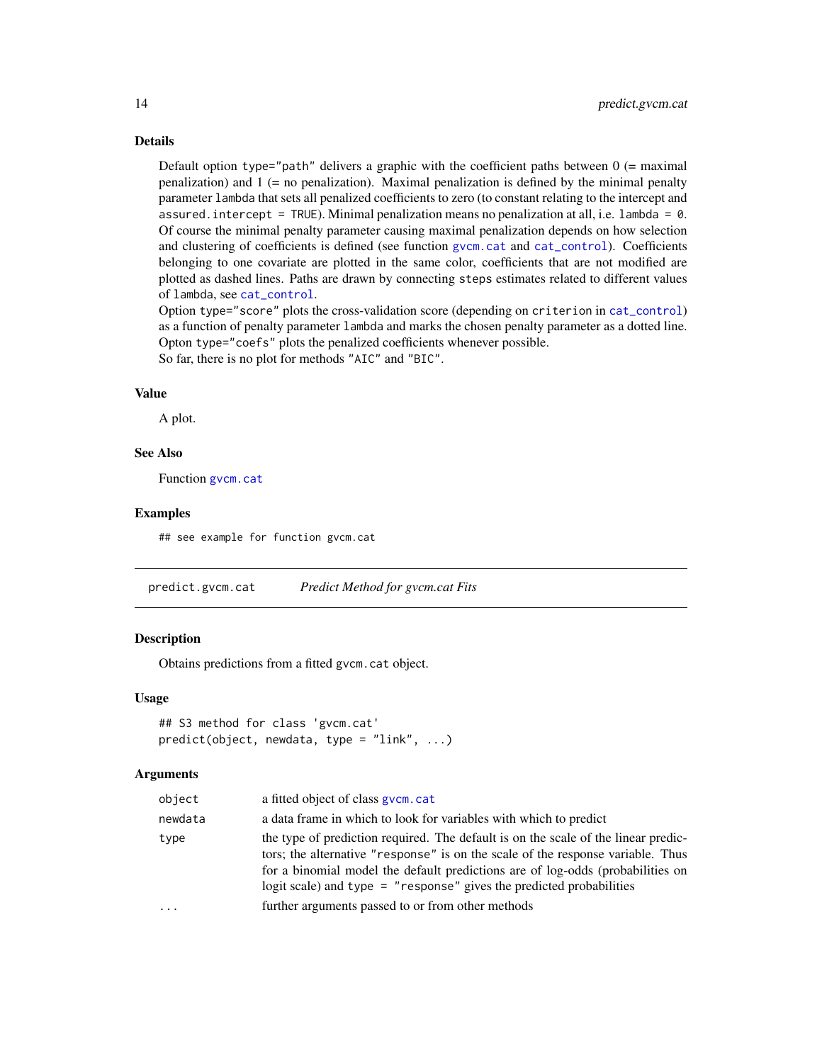### Details

Default option `type="path"` delivers a graphic with the coefficient paths between 0 (= maximal penalization) and 1 (= no penalization). Maximal penalization is defined by the minimal penalty parameter `lambda` that sets all penalized coefficients to zero (to constant relating to the intercept and `assured.intercept = TRUE`). Minimal penalization means no penalization at all, i.e. `lambda = 0`. Of course the minimal penalty parameter causing maximal penalization depends on how selection and clustering of coefficients is defined (see function `gvcm.cat` and `cat_control`). Coefficients belonging to one covariate are plotted in the same color, coefficients that are not modified are plotted as dashed lines. Paths are drawn by connecting `steps` estimates related to different values of `lambda`, see `cat_control`.
Option `type="score"` plots the cross-validation score (depending on `criterion` in `cat_control`) as a function of penalty parameter `lambda` and marks the chosen penalty parameter as a dotted line.
Opton `type="coefs"` plots the penalized coefficients whenever possible.
So far, there is no plot for methods `"AIC"` and `"BIC"`.

### Value

A plot.

### See Also

Function `gvcm.cat`

### Examples

```
## see example for function gvcm.cat
```

---

## predict.gvcm.cat — *Predict Method for gvcm.cat Fits*

### Description

Obtains predictions from a fitted `gvcm.cat` object.

### Usage

```
## S3 method for class 'gvcm.cat'
predict(object, newdata, type = "link", ...)
```

### Arguments

| | |
|---|---|
| `object` | a fitted object of class `gvcm.cat` |
| `newdata` | a data frame in which to look for variables with which to predict |
| `type` | the type of prediction required. The default is on the scale of the linear predictors; the alternative `"response"` is on the scale of the response variable. Thus for a binomial model the default predictions are of log-odds (probabilities on logit scale) and `type = "response"` gives the predicted probabilities |
| `...` | further arguments passed to or from other methods |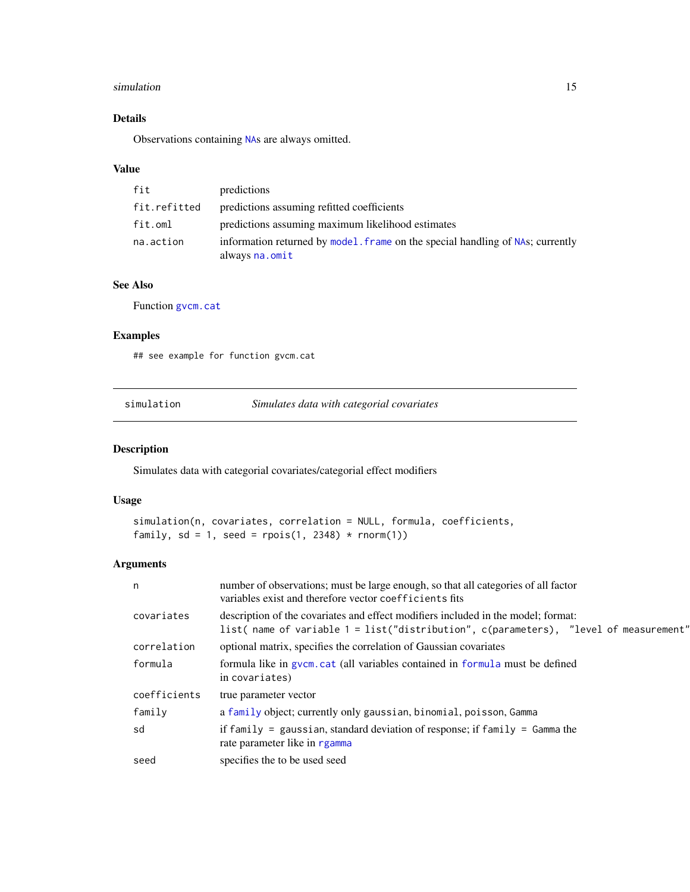### Details

Observations containing NAs are always omitted.

### Value

| | |
|---|---|
| fit | predictions |
| fit.refitted | predictions assuming refitted coefficients |
| fit.oml | predictions assuming maximum likelihood estimates |
| na.action | information returned by model.frame on the special handling of NAs; currently always na.omit |

### See Also

Function gvcm.cat

### Examples

```
## see example for function gvcm.cat
```

---

## simulation — *Simulates data with categorial covariates*

### Description

Simulates data with categorial covariates/categorial effect modifiers

### Usage

```
simulation(n, covariates, correlation = NULL, formula, coefficients,
family, sd = 1, seed = rpois(1, 2348) * rnorm(1))
```

### Arguments

| | |
|---|---|
| n | number of observations; must be large enough, so that all categories of all factor variables exist and therefore vector coefficients fits |
| covariates | description of the covariates and effect modifiers included in the model; format: list( name of variable 1 = list("distribution", c(parameters), "level of measurement" |
| correlation | optional matrix, specifies the correlation of Gaussian covariates |
| formula | formula like in gvcm.cat (all variables contained in formula must be defined in covariates) |
| coefficients | true parameter vector |
| family | a family object; currently only gaussian, binomial, poisson, Gamma |
| sd | if family = gaussian, standard deviation of response; if family = Gamma the rate parameter like in rgamma |
| seed | specifies the to be used seed |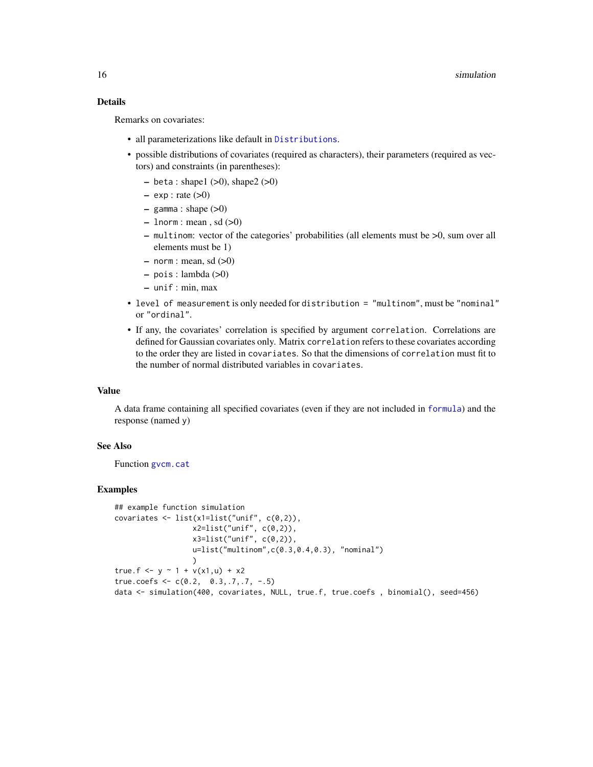### Details

Remarks on covariates:

- all parameterizations like default in `Distributions`.
- possible distributions of covariates (required as characters), their parameters (required as vectors) and constraints (in parentheses):
  - `beta` : shape1 (>0), shape2 (>0)
  - `exp` : rate (>0)
  - `gamma` : shape (>0)
  - `lnorm` : mean , sd (>0)
  - `multinom`: vector of the categories' probabilities (all elements must be >0, sum over all elements must be 1)
  - `norm` : mean, sd (>0)
  - `pois` : lambda (>0)
  - `unif` : min, max
- `level of measurement` is only needed for `distribution = "multinom"`, must be `"nominal"` or `"ordinal"`.
- If any, the covariates' correlation is specified by argument `correlation`. Correlations are defined for Gaussian covariates only. Matrix `correlation` refers to these covariates according to the order they are listed in `covariates`. So that the dimensions of `correlation` must fit to the number of normal distributed variables in `covariates`.

### Value

A data frame containing all specified covariates (even if they are not included in `formula`) and the response (named y)

### See Also

Function `gvcm.cat`

### Examples

```
## example function simulation
covariates <- list(x1=list("unif", c(0,2)),
                   x2=list("unif", c(0,2)),
                   x3=list("unif", c(0,2)),
                   u=list("multinom",c(0.3,0.4,0.3), "nominal")
                   )
true.f <- y ~ 1 + v(x1,u) + x2
true.coefs <- c(0.2,  0.3,.7,.7, -.5)
data <- simulation(400, covariates, NULL, true.f, true.coefs , binomial(), seed=456)
```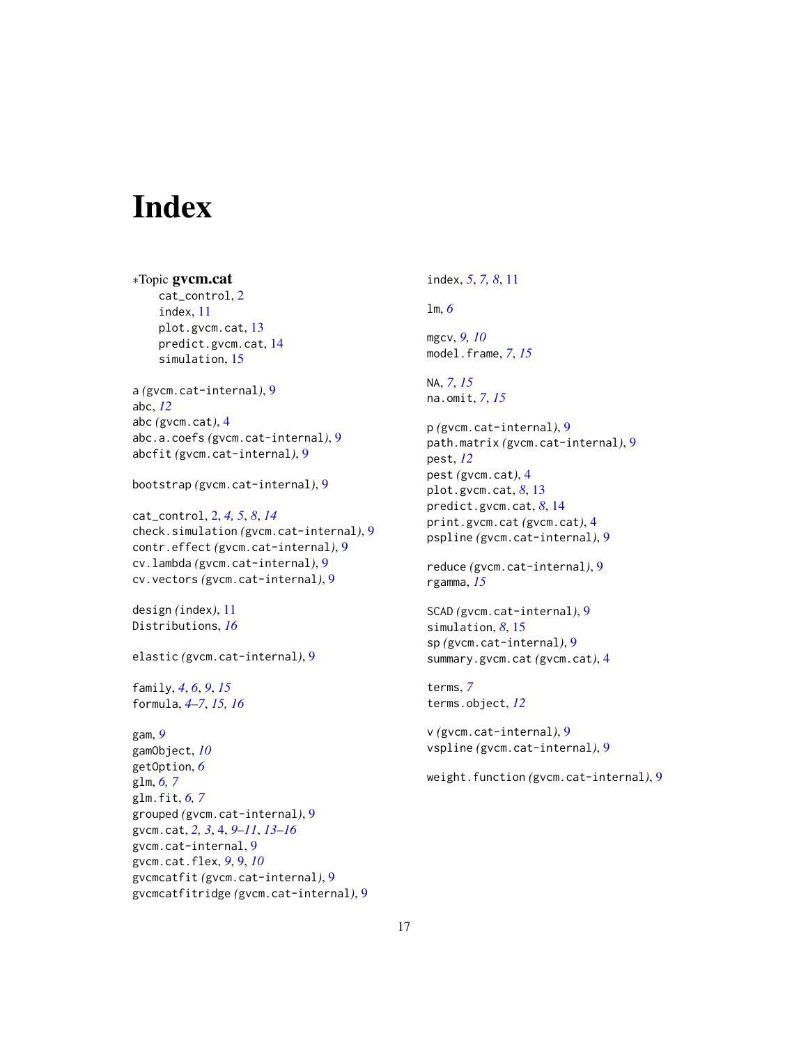# Index

*Topic **gvcm.cat**
- cat_control, 2
- index, 11
- plot.gvcm.cat, 13
- predict.gvcm.cat, 14
- simulation, 15

a *(*gvcm.cat-internal*)*, 9
abc, *12*
abc *(*gvcm.cat*)*, 4
abc.a.coefs *(*gvcm.cat-internal*)*, 9
abcfit *(*gvcm.cat-internal*)*, 9

bootstrap *(*gvcm.cat-internal*)*, 9

cat_control, 2, *4, 5*, *8*, *14*
check.simulation *(*gvcm.cat-internal*)*, 9
contr.effect *(*gvcm.cat-internal*)*, 9
cv.lambda *(*gvcm.cat-internal*)*, 9
cv.vectors *(*gvcm.cat-internal*)*, 9

design *(*index*)*, 11
Distributions, *16*

elastic *(*gvcm.cat-internal*)*, 9

family, *4*, *6*, *9*, *15*
formula, *4–7*, *15, 16*

gam, *9*
gamObject, *10*
getOption, *6*
glm, *6, 7*
glm.fit, *6, 7*
grouped *(*gvcm.cat-internal*)*, 9
gvcm.cat, *2, 3*, 4, *9–11*, *13–16*
gvcm.cat-internal, 9
gvcm.cat.flex, *9*, 9, *10*
gvcmcatfit *(*gvcm.cat-internal*)*, 9
gvcmcatfitridge *(*gvcm.cat-internal*)*, 9

index, *5*, *7, 8*, 11

lm, *6*

mgcv, *9, 10*
model.frame, *7*, *15*

NA, *7*, *15*
na.omit, *7*, *15*

p *(*gvcm.cat-internal*)*, 9
path.matrix *(*gvcm.cat-internal*)*, 9
pest, *12*
pest *(*gvcm.cat*)*, 4
plot.gvcm.cat, *8*, 13
predict.gvcm.cat, *8*, 14
print.gvcm.cat *(*gvcm.cat*)*, 4
pspline *(*gvcm.cat-internal*)*, 9

reduce *(*gvcm.cat-internal*)*, 9
rgamma, *15*

SCAD *(*gvcm.cat-internal*)*, 9
simulation, *8*, 15
sp *(*gvcm.cat-internal*)*, 9
summary.gvcm.cat *(*gvcm.cat*)*, 4

terms, *7*
terms.object, *12*

v *(*gvcm.cat-internal*)*, 9
vspline *(*gvcm.cat-internal*)*, 9

weight.function *(*gvcm.cat-internal*)*, 9